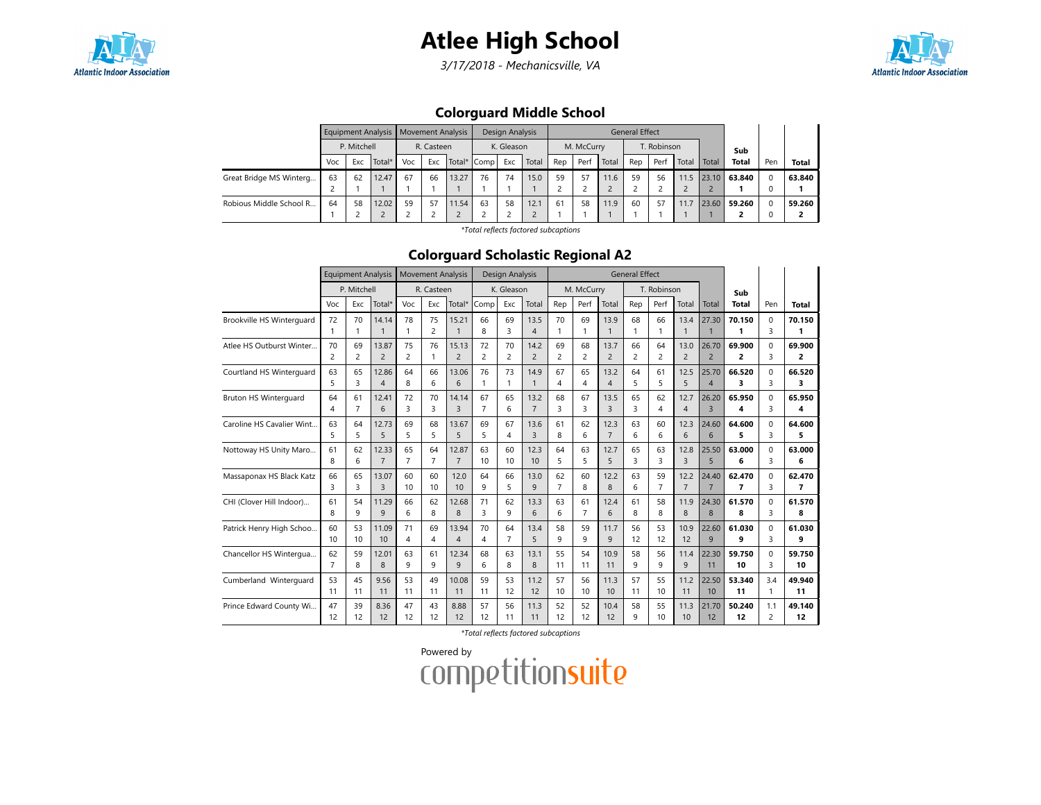# Atlee High School

*3/17/2018 - Mechanicsville, VA*

## Colorguard Middle School

| | Equipment Analysis | | | Movement Analysis | | | Design Analysis | | | General Effect | | | | | | | Sub | | |
|---|---|---|---|---|---|---|---|---|---|---|---|---|---|---|---|---|---|---|---|
| | P. Mitchell | | | R. Casteen | | | K. Gleason | | | M. McCurry | | | T. Robinson | | | | | | |
| | Voc | Exc | Total* | Voc | Exc | Total* | Comp | Exc | Total | Rep | Perf | Total | Rep | Perf | Total | Total | Total | Pen | Total |
| Great Bridge MS Winterg... | 63<br>2 | 62<br>1 | 12.47<br>1 | 67<br>1 | 66<br>1 | 13.27<br>1 | 76<br>1 | 74<br>1 | 15.0<br>1 | 59<br>2 | 57<br>2 | 11.6<br>2 | 59<br>2 | 56<br>2 | 11.5<br>2 | 23.10<br>2 | 63.840<br>1 | 0<br>0 | 63.840<br>1 |
| Robious Middle School R... | 64<br>1 | 58<br>2 | 12.02<br>2 | 59<br>2 | 57<br>2 | 11.54<br>2 | 63<br>2 | 58<br>2 | 12.1<br>2 | 61<br>1 | 58<br>1 | 11.9<br>1 | 60<br>1 | 57<br>1 | 11.7<br>1 | 23.60<br>1 | 59.260<br>2 | 0<br>0 | 59.260<br>2 |

*\*Total reflects factored subcaptions*

## Colorguard Scholastic Regional A2

| | Equipment Analysis | | | Movement Analysis | | | Design Analysis | | | General Effect | | | | | | | Sub | | |
|---|---|---|---|---|---|---|---|---|---|---|---|---|---|---|---|---|---|---|---|
| | P. Mitchell | | | R. Casteen | | | K. Gleason | | | M. McCurry | | | T. Robinson | | | | | | |
| | Voc | Exc | Total* | Voc | Exc | Total* | Comp | Exc | Total | Rep | Perf | Total | Rep | Perf | Total | Total | Total | Pen | Total |
| Brookville HS Winterguard | 72<br>1 | 70<br>1 | 14.14<br>1 | 78<br>1 | 75<br>2 | 15.21<br>1 | 66<br>8 | 69<br>3 | 13.5<br>4 | 70<br>1 | 69<br>1 | 13.9<br>1 | 68<br>1 | 66<br>1 | 13.4<br>1 | 27.30<br>1 | 70.150<br>1 | 0<br>3 | 70.150<br>1 |
| Atlee HS Outburst Winter... | 70<br>2 | 69<br>2 | 13.87<br>2 | 75<br>2 | 76<br>1 | 15.13<br>2 | 72<br>2 | 70<br>2 | 14.2<br>2 | 69<br>2 | 68<br>2 | 13.7<br>2 | 66<br>2 | 64<br>2 | 13.0<br>2 | 26.70<br>2 | 69.900<br>2 | 0<br>3 | 69.900<br>2 |
| Courtland HS Winterguard | 63<br>5 | 65<br>3 | 12.86<br>4 | 64<br>8 | 66<br>6 | 13.06<br>6 | 76<br>1 | 73<br>1 | 14.9<br>1 | 67<br>4 | 65<br>4 | 13.2<br>4 | 64<br>5 | 61<br>5 | 12.5<br>5 | 25.70<br>4 | 66.520<br>3 | 0<br>3 | 66.520<br>3 |
| Bruton HS Winterguard | 64<br>4 | 61<br>7 | 12.41<br>6 | 72<br>3 | 70<br>3 | 14.14<br>3 | 67<br>7 | 65<br>6 | 13.2<br>7 | 68<br>3 | 67<br>3 | 13.5<br>3 | 65<br>3 | 62<br>4 | 12.7<br>4 | 26.20<br>3 | 65.950<br>4 | 0<br>3 | 65.950<br>4 |
| Caroline HS Cavalier Wint... | 63<br>5 | 64<br>5 | 12.73<br>5 | 69<br>5 | 68<br>5 | 13.67<br>5 | 69<br>5 | 67<br>4 | 13.6<br>3 | 61<br>8 | 62<br>6 | 12.3<br>7 | 63<br>6 | 60<br>6 | 12.3<br>6 | 24.60<br>6 | 64.600<br>5 | 0<br>3 | 64.600<br>5 |
| Nottoway HS Unity Maro... | 61<br>8 | 62<br>6 | 12.33<br>7 | 65<br>7 | 64<br>7 | 12.87<br>7 | 63<br>10 | 60<br>10 | 12.3<br>10 | 64<br>5 | 63<br>5 | 12.7<br>5 | 65<br>3 | 63<br>3 | 12.8<br>3 | 25.50<br>5 | 63.000<br>6 | 0<br>3 | 63.000<br>6 |
| Massaponax HS Black Katz | 66<br>3 | 65<br>3 | 13.07<br>3 | 60<br>10 | 60<br>10 | 12.0<br>10 | 64<br>9 | 66<br>5 | 13.0<br>9 | 62<br>7 | 60<br>8 | 12.2<br>8 | 63<br>6 | 59<br>7 | 12.2<br>7 | 24.40<br>7 | 62.470<br>7 | 0<br>3 | 62.470<br>7 |
| CHI (Clover Hill Indoor)... | 61<br>8 | 54<br>9 | 11.29<br>9 | 66<br>6 | 62<br>8 | 12.68<br>8 | 71<br>3 | 62<br>9 | 13.3<br>6 | 63<br>6 | 61<br>7 | 12.4<br>6 | 61<br>8 | 58<br>8 | 11.9<br>8 | 24.30<br>8 | 61.570<br>8 | 0<br>3 | 61.570<br>8 |
| Patrick Henry High Schoo... | 60<br>10 | 53<br>10 | 11.09<br>10 | 71<br>4 | 69<br>4 | 13.94<br>4 | 70<br>4 | 64<br>7 | 13.4<br>5 | 58<br>9 | 59<br>9 | 11.7<br>9 | 56<br>12 | 53<br>12 | 10.9<br>12 | 22.60<br>9 | 61.030<br>9 | 0<br>3 | 61.030<br>9 |
| Chancellor HS Wintergua... | 62<br>7 | 59<br>8 | 12.01<br>8 | 63<br>9 | 61<br>9 | 12.34<br>9 | 68<br>6 | 63<br>8 | 13.1<br>8 | 55<br>11 | 54<br>11 | 10.9<br>11 | 58<br>9 | 56<br>9 | 11.4<br>9 | 22.30<br>11 | 59.750<br>10 | 0<br>3 | 59.750<br>10 |
| Cumberland Winterguard | 53<br>11 | 45<br>11 | 9.56<br>11 | 53<br>11 | 49<br>11 | 10.08<br>11 | 59<br>11 | 53<br>12 | 11.2<br>12 | 57<br>10 | 56<br>10 | 11.3<br>10 | 57<br>11 | 55<br>10 | 11.2<br>11 | 22.50<br>10 | 53.340<br>11 | 3.4<br>1 | 49.940<br>11 |
| Prince Edward County Wi... | 47<br>12 | 39<br>12 | 8.36<br>12 | 47<br>12 | 43<br>12 | 8.88<br>12 | 57<br>12 | 56<br>11 | 11.3<br>11 | 52<br>12 | 52<br>12 | 10.4<br>12 | 58<br>9 | 55<br>10 | 11.3<br>10 | 21.70<br>12 | 50.240<br>12 | 1.1<br>2 | 49.140<br>12 |

*\*Total reflects factored subcaptions*

Powered by competitionsuite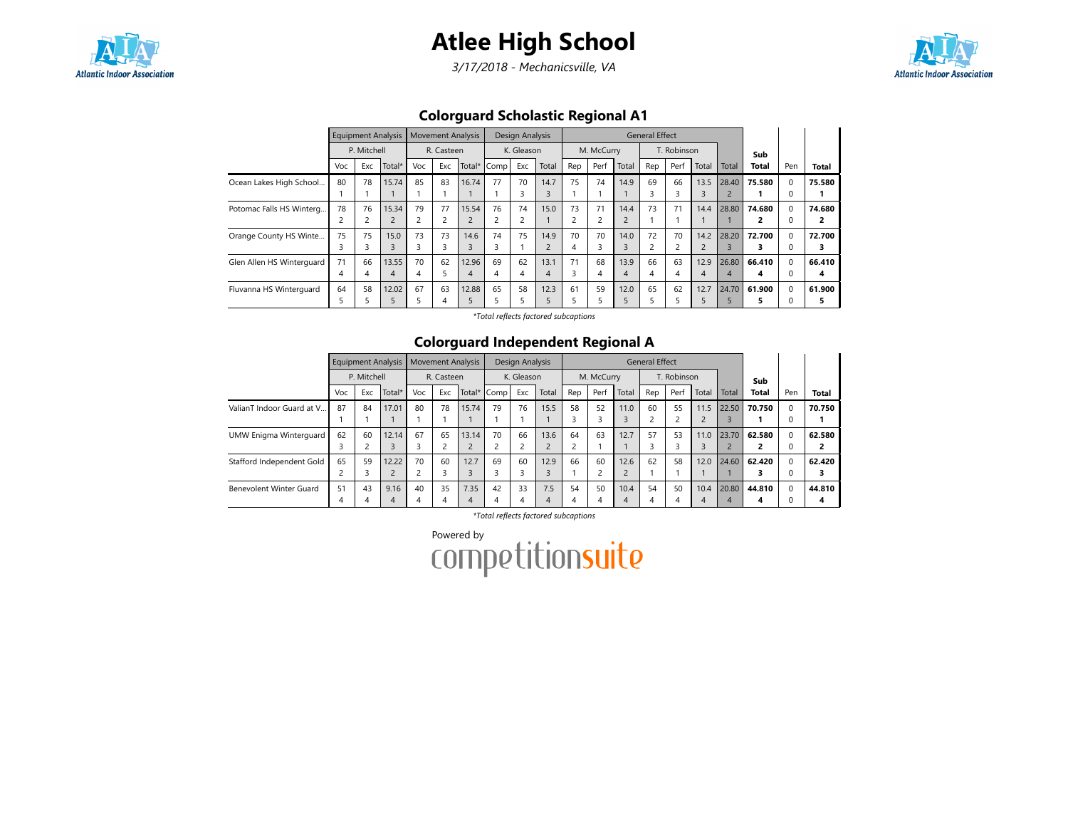# Atlee High School

*3/17/2018 - Mechanicsville, VA*

## Colorguard Scholastic Regional A1

| | Equipment Analysis | | | Movement Analysis | | | Design Analysis | | | General Effect | | | | | | | Sub Total | Pen | Total |
|---|---|---|---|---|---|---|---|---|---|---|---|---|---|---|---|---|---|---|---|
| | P. Mitchell | | | R. Casteen | | | K. Gleason | | | M. McCurry | | | T. Robinson | | | | | | |
| | Voc | Exc | Total* | Voc | Exc | Total* | Comp | Exc | Total | Rep | Perf | Total | Rep | Perf | Total | Total | | | |
| Ocean Lakes High School... | 80<br>1 | 78<br>1 | 15.74<br>1 | 85<br>1 | 83<br>1 | 16.74<br>1 | 77<br>1 | 70<br>3 | 14.7<br>3 | 75<br>1 | 74<br>1 | 14.9<br>1 | 69<br>3 | 66<br>3 | 13.5<br>3 | 28.40<br>2 | **75.580**<br>**1** | 0<br>0 | **75.580**<br>**1** |
| Potomac Falls HS Winterg... | 78<br>2 | 76<br>2 | 15.34<br>2 | 79<br>2 | 77<br>2 | 15.54<br>2 | 76<br>2 | 74<br>2 | 15.0<br>1 | 73<br>2 | 71<br>2 | 14.4<br>2 | 73<br>1 | 71<br>1 | 14.4<br>1 | 28.80<br>1 | **74.680**<br>**2** | 0<br>0 | **74.680**<br>**2** |
| Orange County HS Winte... | 75<br>3 | 75<br>3 | 15.0<br>3 | 73<br>3 | 73<br>3 | 14.6<br>3 | 74<br>3 | 75<br>1 | 14.9<br>2 | 70<br>4 | 70<br>3 | 14.0<br>3 | 72<br>2 | 70<br>2 | 14.2<br>2 | 28.20<br>3 | **72.700**<br>**3** | 0<br>0 | **72.700**<br>**3** |
| Glen Allen HS Winterguard | 71<br>4 | 66<br>4 | 13.55<br>4 | 70<br>4 | 62<br>5 | 12.96<br>4 | 69<br>4 | 62<br>4 | 13.1<br>4 | 71<br>3 | 68<br>4 | 13.9<br>4 | 66<br>4 | 63<br>4 | 12.9<br>4 | 26.80<br>4 | **66.410**<br>**4** | 0<br>0 | **66.410**<br>**4** |
| Fluvanna HS Winterguard | 64<br>5 | 58<br>5 | 12.02<br>5 | 67<br>5 | 63<br>4 | 12.88<br>5 | 65<br>5 | 58<br>5 | 12.3<br>5 | 61<br>5 | 59<br>5 | 12.0<br>5 | 65<br>5 | 62<br>5 | 12.7<br>5 | 24.70<br>5 | **61.900**<br>**5** | 0<br>0 | **61.900**<br>**5** |

*\*Total reflects factored subcaptions*

## Colorguard Independent Regional A

| | Equipment Analysis | | | Movement Analysis | | | Design Analysis | | | General Effect | | | | | | | Sub Total | Pen | Total |
|---|---|---|---|---|---|---|---|---|---|---|---|---|---|---|---|---|---|---|---|
| | P. Mitchell | | | R. Casteen | | | K. Gleason | | | M. McCurry | | | T. Robinson | | | | | | |
| | Voc | Exc | Total* | Voc | Exc | Total* | Comp | Exc | Total | Rep | Perf | Total | Rep | Perf | Total | Total | | | |
| ValianT Indoor Guard at V... | 87<br>1 | 84<br>1 | 17.01<br>1 | 80<br>1 | 78<br>1 | 15.74<br>1 | 79<br>1 | 76<br>1 | 15.5<br>1 | 58<br>3 | 52<br>3 | 11.0<br>3 | 60<br>2 | 55<br>2 | 11.5<br>2 | 22.50<br>3 | **70.750**<br>**1** | 0<br>0 | **70.750**<br>**1** |
| UMW Enigma Winterguard | 62<br>3 | 60<br>2 | 12.14<br>3 | 67<br>3 | 65<br>2 | 13.14<br>2 | 70<br>2 | 66<br>2 | 13.6<br>2 | 64<br>2 | 63<br>1 | 12.7<br>1 | 57<br>3 | 53<br>3 | 11.0<br>3 | 23.70<br>2 | **62.580**<br>**2** | 0<br>0 | **62.580**<br>**2** |
| Stafford Independent Gold | 65<br>2 | 59<br>3 | 12.22<br>2 | 70<br>2 | 60<br>3 | 12.7<br>3 | 69<br>3 | 60<br>3 | 12.9<br>3 | 66<br>1 | 60<br>2 | 12.6<br>2 | 62<br>1 | 58<br>1 | 12.0<br>1 | 24.60<br>1 | **62.420**<br>**3** | 0<br>0 | **62.420**<br>**3** |
| Benevolent Winter Guard | 51<br>4 | 43<br>4 | 9.16<br>4 | 40<br>4 | 35<br>4 | 7.35<br>4 | 42<br>4 | 33<br>4 | 7.5<br>4 | 54<br>4 | 50<br>4 | 10.4<br>4 | 54<br>4 | 50<br>4 | 10.4<br>4 | 20.80<br>4 | **44.810**<br>**4** | 0<br>0 | **44.810**<br>**4** |

*\*Total reflects factored subcaptions*

Powered by competitionsuite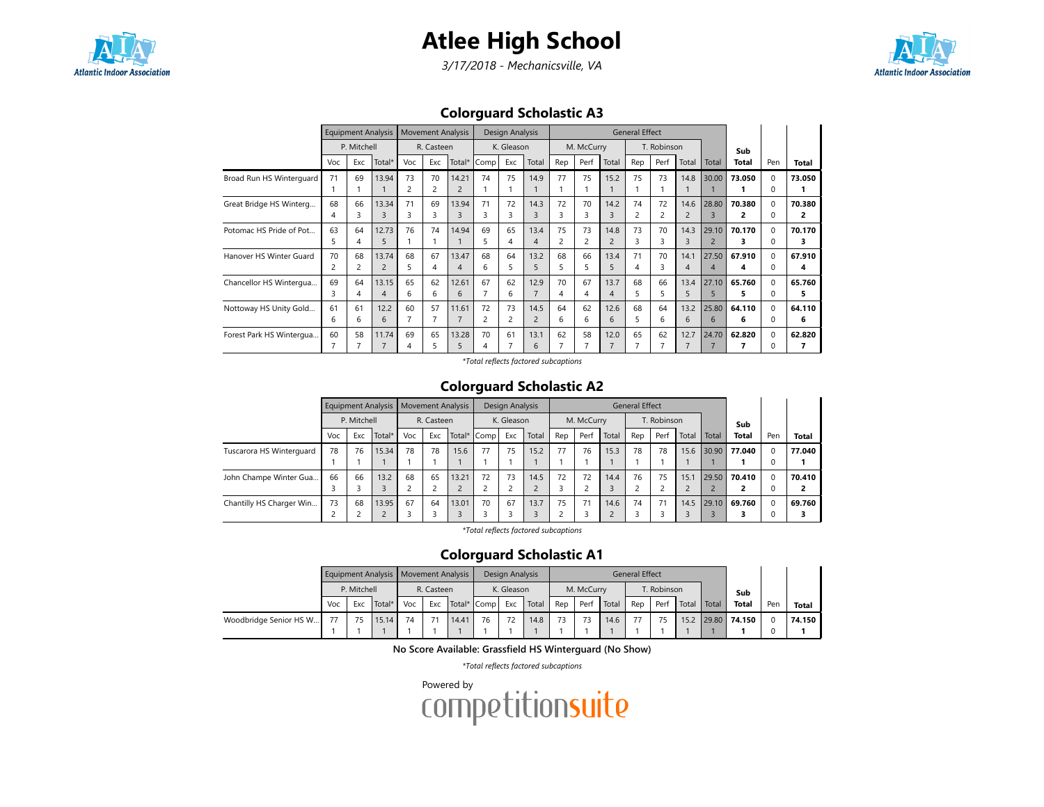# Atlee High School

*3/17/2018 - Mechanicsville, VA*

## Colorguard Scholastic A3

| | Equipment Analysis | | | Movement Analysis | | | Design Analysis | | | General Effect | | | | | | | | Sub Total | Pen | Total |
|---|---|---|---|---|---|---|---|---|---|---|---|---|---|---|---|---|---|---|---|
| | P. Mitchell | | | R. Casteen | | | K. Gleason | | | M. McCurry | | | T. Robinson | | | | | | |
| | Voc | Exc | Total* | Voc | Exc | Total* | Comp | Exc | Total | Rep | Perf | Total | Rep | Perf | Total | Total | | | |
| Broad Run HS Winterguard | 71<br>1 | 69<br>1 | 13.94<br>1 | 73<br>2 | 70<br>2 | 14.21<br>2 | 74<br>1 | 75<br>1 | 14.9<br>1 | 77<br>1 | 75<br>1 | 15.2<br>1 | 75<br>1 | 73<br>1 | 14.8<br>1 | 30.00<br>1 | **73.050**<br>**1** | 0<br>0 | **73.050**<br>**1** |
| Great Bridge HS Winterg... | 68<br>4 | 66<br>3 | 13.34<br>3 | 71<br>3 | 69<br>3 | 13.94<br>3 | 71<br>3 | 72<br>3 | 14.3<br>3 | 72<br>3 | 70<br>3 | 14.2<br>3 | 74<br>2 | 72<br>2 | 14.6<br>2 | 28.80<br>3 | **70.380**<br>**2** | 0<br>0 | **70.380**<br>**2** |
| Potomac HS Pride of Pot... | 63<br>5 | 64<br>4 | 12.73<br>5 | 76<br>1 | 74<br>1 | 14.94<br>1 | 69<br>5 | 65<br>4 | 13.4<br>4 | 75<br>2 | 73<br>2 | 14.8<br>2 | 73<br>3 | 70<br>3 | 14.3<br>3 | 29.10<br>2 | **70.170**<br>**3** | 0<br>0 | **70.170**<br>**3** |
| Hanover HS Winter Guard | 70<br>2 | 68<br>2 | 13.74<br>2 | 68<br>5 | 67<br>4 | 13.47<br>4 | 68<br>6 | 64<br>5 | 13.2<br>5 | 68<br>5 | 66<br>5 | 13.4<br>5 | 71<br>4 | 70<br>3 | 14.1<br>4 | 27.50<br>4 | **67.910**<br>**4** | 0<br>0 | **67.910**<br>**4** |
| Chancellor HS Wintergua... | 69<br>3 | 64<br>4 | 13.15<br>4 | 65<br>6 | 62<br>6 | 12.61<br>6 | 67<br>7 | 62<br>6 | 12.9<br>7 | 70<br>4 | 67<br>4 | 13.7<br>4 | 68<br>5 | 66<br>5 | 13.4<br>5 | 27.10<br>5 | **65.760**<br>**5** | 0<br>0 | **65.760**<br>**5** |
| Nottoway HS Unity Gold... | 61<br>6 | 61<br>6 | 12.2<br>6 | 60<br>7 | 57<br>7 | 11.61<br>7 | 72<br>2 | 73<br>2 | 14.5<br>2 | 64<br>6 | 62<br>6 | 12.6<br>6 | 68<br>5 | 64<br>6 | 13.2<br>6 | 25.80<br>6 | **64.110**<br>**6** | 0<br>0 | **64.110**<br>**6** |
| Forest Park HS Wintergua... | 60<br>7 | 58<br>7 | 11.74<br>7 | 69<br>4 | 65<br>5 | 13.28<br>5 | 70<br>4 | 61<br>7 | 13.1<br>6 | 62<br>7 | 58<br>7 | 12.0<br>7 | 65<br>7 | 62<br>7 | 12.7<br>7 | 24.70<br>7 | **62.820**<br>**7** | 0<br>0 | **62.820**<br>**7** |

*\*Total reflects factored subcaptions*

## Colorguard Scholastic A2

| | Equipment Analysis | | | Movement Analysis | | | Design Analysis | | | General Effect | | | | | | | | Sub Total | Pen | Total |
|---|---|---|---|---|---|---|---|---|---|---|---|---|---|---|---|---|---|---|---|
| | P. Mitchell | | | R. Casteen | | | K. Gleason | | | M. McCurry | | | T. Robinson | | | | | | |
| | Voc | Exc | Total* | Voc | Exc | Total* | Comp | Exc | Total | Rep | Perf | Total | Rep | Perf | Total | Total | | | |
| Tuscarora HS Winterguard | 78<br>1 | 76<br>1 | 15.34<br>1 | 78<br>1 | 78<br>1 | 15.6<br>1 | 77<br>1 | 75<br>1 | 15.2<br>1 | 77<br>1 | 76<br>1 | 15.3<br>1 | 78<br>1 | 78<br>1 | 15.6<br>1 | 30.90<br>1 | **77.040**<br>**1** | 0<br>0 | **77.040**<br>**1** |
| John Champe Winter Gua... | 66<br>3 | 66<br>3 | 13.2<br>3 | 68<br>2 | 65<br>2 | 13.21<br>2 | 72<br>2 | 73<br>2 | 14.5<br>2 | 72<br>3 | 72<br>2 | 14.4<br>3 | 76<br>2 | 75<br>2 | 15.1<br>2 | 29.50<br>2 | **70.410**<br>**2** | 0<br>0 | **70.410**<br>**2** |
| Chantilly HS Charger Win... | 73<br>2 | 68<br>2 | 13.95<br>2 | 67<br>3 | 64<br>3 | 13.01<br>3 | 70<br>3 | 67<br>3 | 13.7<br>3 | 75<br>2 | 71<br>3 | 14.6<br>2 | 74<br>3 | 71<br>3 | 14.5<br>3 | 29.10<br>3 | **69.760**<br>**3** | 0<br>0 | **69.760**<br>**3** |

*\*Total reflects factored subcaptions*

## Colorguard Scholastic A1

| | Equipment Analysis | | | Movement Analysis | | | Design Analysis | | | General Effect | | | | | | | | Sub Total | Pen | Total |
|---|---|---|---|---|---|---|---|---|---|---|---|---|---|---|---|---|---|---|---|
| | P. Mitchell | | | R. Casteen | | | K. Gleason | | | M. McCurry | | | T. Robinson | | | | | | |
| | Voc | Exc | Total* | Voc | Exc | Total* | Comp | Exc | Total | Rep | Perf | Total | Rep | Perf | Total | Total | | | |
| Woodbridge Senior HS W... | 77<br>1 | 75<br>1 | 15.14<br>1 | 74<br>1 | 71<br>1 | 14.41<br>1 | 76<br>1 | 72<br>1 | 14.8<br>1 | 73<br>1 | 73<br>1 | 14.6<br>1 | 77<br>1 | 75<br>1 | 15.2<br>1 | 29.80<br>1 | **74.150**<br>**1** | 0<br>0 | **74.150**<br>**1** |

**No Score Available: Grassfield HS Winterguard (No Show)**

*\*Total reflects factored subcaptions*

Powered by competitionsuite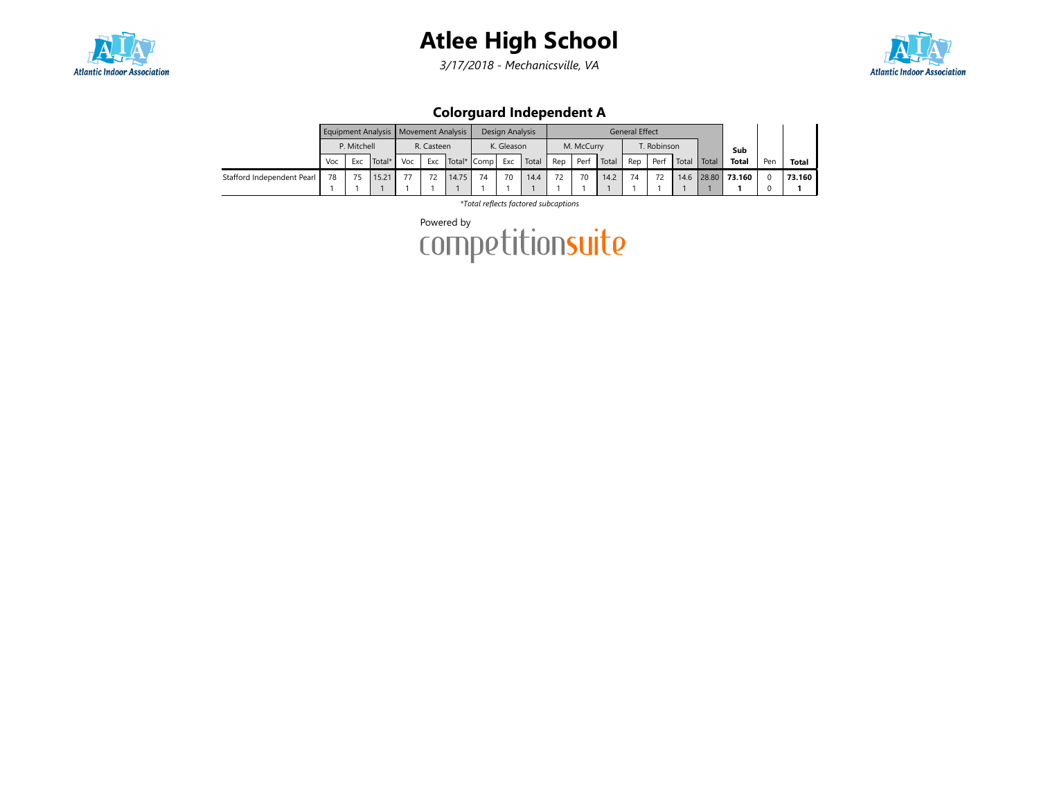# Atlee High School

*3/17/2018 - Mechanicsville, VA*

## Colorguard Independent A

| | Equipment Analysis | | | Movement Analysis | | | Design Analysis | | | General Effect | | | | | | | | | |
|---|---|---|---|---|---|---|---|---|---|---|---|---|---|---|---|---|---|---|---|
| | P. Mitchell | | | R. Casteen | | | K. Gleason | | | M. McCurry | | | T. Robinson | | | | Sub | | |
| | Voc | Exc | Total* | Voc | Exc | Total* | Comp | Exc | Total | Rep | Perf | Total | Rep | Perf | Total | Total | Total | Pen | Total |
| Stafford Independent Pearl | 78<br>1 | 75<br>1 | 15.21<br>1 | 77<br>1 | 72<br>1 | 14.75<br>1 | 74<br>1 | 70<br>1 | 14.4<br>1 | 72<br>1 | 70<br>1 | 14.2<br>1 | 74<br>1 | 72<br>1 | 14.6<br>1 | 28.80<br>1 | **73.160**<br>**1** | 0<br>0 | **73.160**<br>**1** |

*\*Total reflects factored subcaptions*

Powered by competitionsuite